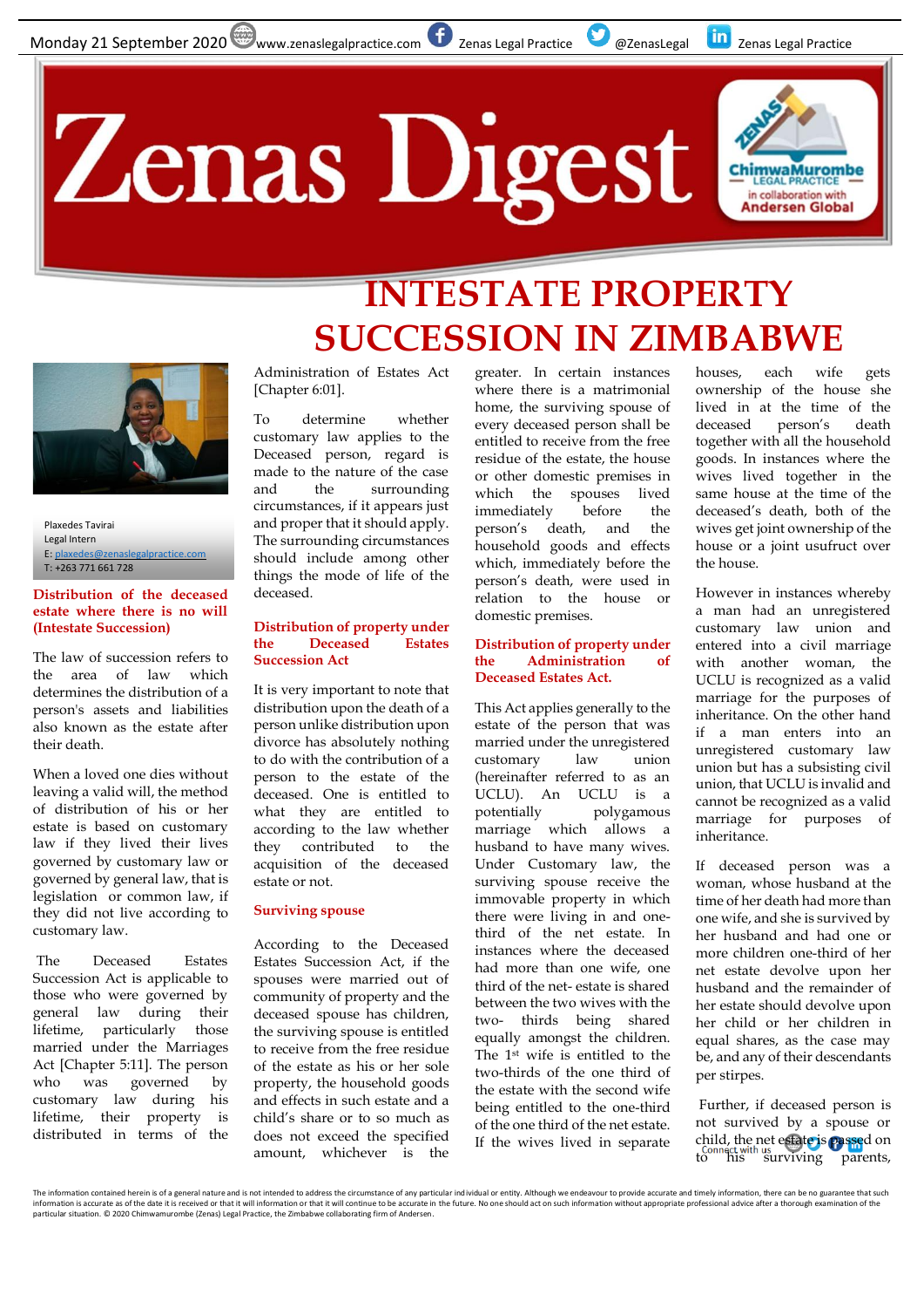Monday 21 September 2020 www.zenaslegalpractice.com Zenas Legal Practice @ZenasLegal Zenas Legal Practice

# Zenas Digest

ChimwaMurombe LEGAL PRACTICE in collaboration with Andersen Global

# INTESTATE PROPERTY SUCCESSION IN ZIMBABWE

Plaxedes Tavirai
Legal Intern
E: plaxedes@zenaslegalpractice.com
T: +263 771 661 728

## Distribution of the deceased estate where there is no will (Intestate Succession)

The law of succession refers to the area of law which determines the distribution of a person's assets and liabilities also known as the estate after their death.

When a loved one dies without leaving a valid will, the method of distribution of his or her estate is based on customary law if they lived their lives governed by customary law or governed by general law, that is legislation or common law, if they did not live according to customary law.

The Deceased Estates Succession Act is applicable to those who were governed by general law during their lifetime, particularly those married under the Marriages Act [Chapter 5:11]. The person who was governed by customary law during his lifetime, their property is distributed in terms of the Administration of Estates Act [Chapter 6:01].

To determine whether customary law applies to the Deceased person, regard is made to the nature of the case and the surrounding circumstances, if it appears just and proper that it should apply. The surrounding circumstances should include among other things the mode of life of the deceased.

## Distribution of property under the Deceased Estates Succession Act

It is very important to note that distribution upon the death of a person unlike distribution upon divorce has absolutely nothing to do with the contribution of a person to the estate of the deceased. One is entitled to what they are entitled to according to the law whether they contributed to the acquisition of the deceased estate or not.

### Surviving spouse

According to the Deceased Estates Succession Act, if the spouses were married out of community of property and the deceased spouse has children, the surviving spouse is entitled to receive from the free residue of the estate as his or her sole property, the household goods and effects in such estate and a child's share or to so much as does not exceed the specified amount, whichever is the greater. In certain instances where there is a matrimonial home, the surviving spouse of every deceased person shall be entitled to receive from the free residue of the estate, the house or other domestic premises in which the spouses lived immediately before the person's death, and the household goods and effects which, immediately before the person's death, were used in relation to the house or domestic premises.

## Distribution of property under the Administration of Deceased Estates Act.

This Act applies generally to the estate of the person that was married under the unregistered customary law union (hereinafter referred to as an UCLU). An UCLU is a potentially polygamous marriage which allows a husband to have many wives. Under Customary law, the surviving spouse receive the immovable property in which there were living in and one-third of the net estate. In instances where the deceased had more than one wife, one third of the net- estate is shared between the two wives with the two- thirds being shared equally amongst the children. The 1st wife is entitled to the two-thirds of the one third of the estate with the second wife being entitled to the one-third of the one third of the net estate. If the wives lived in separate houses, each wife gets ownership of the house she lived in at the time of the deceased person's death together with all the household goods. In instances where the wives lived together in the same house at the time of the deceased's death, both of the wives get joint ownership of the house or a joint usufruct over the house.

However in instances whereby a man had an unregistered customary law union and entered into a civil marriage with another woman, the UCLU is recognized as a valid marriage for the purposes of inheritance. On the other hand if a man enters into an unregistered customary law union but has a subsisting civil union, that UCLU is invalid and cannot be recognized as a valid marriage for purposes of inheritance.

If deceased person was a woman, whose husband at the time of her death had more than one wife, and she is survived by her husband and had one or more children one-third of her net estate devolve upon her husband and the remainder of her estate should devolve upon her child or her children in equal shares, as the case may be, and any of their descendants per stirpes.

Further, if deceased person is not survived by a spouse or child, the net estate is passed on to his surviving parents,

The information contained herein is of a general nature and is not intended to address the circumstance of any particular individual or entity. Although we endeavour to provide accurate and timely information, there can be no guarantee that such information is accurate as of the date it is received or that it will information or that it will continue to be accurate in the future. No one should act on such information without appropriate professional advice after a thorough examination of the particular situation. © 2020 Chimwamurombe (Zenas) Legal Practice, the Zimbabwe collaborating firm of Andersen.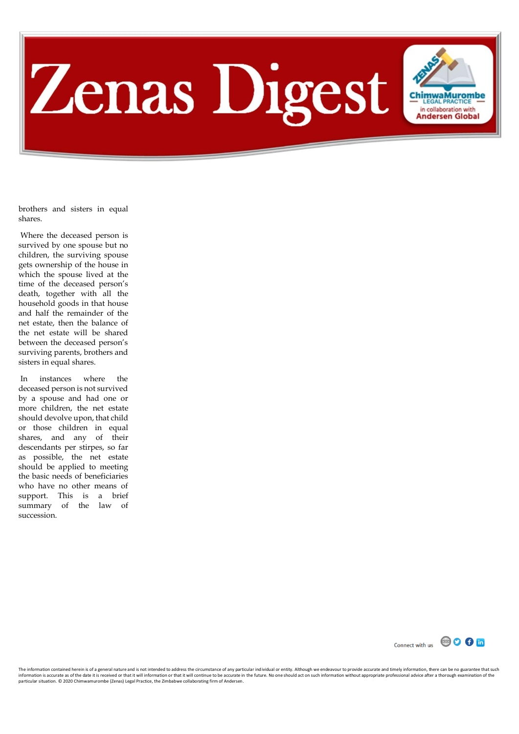brothers and sisters in equal shares.

Where the deceased person is survived by one spouse but no children, the surviving spouse gets ownership of the house in which the spouse lived at the time of the deceased person's death, together with all the household goods in that house and half the remainder of the net estate, then the balance of the net estate will be shared between the deceased person's surviving parents, brothers and sisters in equal shares.

In instances where the deceased person is not survived by a spouse and had one or more children, the net estate should devolve upon, that child or those children in equal shares, and any of their descendants per stirpes, so far as possible, the net estate should be applied to meeting the basic needs of beneficiaries who have no other means of support. This is a brief summary of the law of succession.

Connect with us

The information contained herein is of a general nature and is not intended to address the circumstance of any particular individual or entity. Although we endeavour to provide accurate and timely information, there can be no guarantee that such information is accurate as of the date it is received or that it will information or that it will continue to be accurate in the future. No one should act on such information without appropriate professional advice after a thorough examination of the particular situation. © 2020 Chimwamurombe (Zenas) Legal Practice, the Zimbabwe collaborating firm of Andersen.